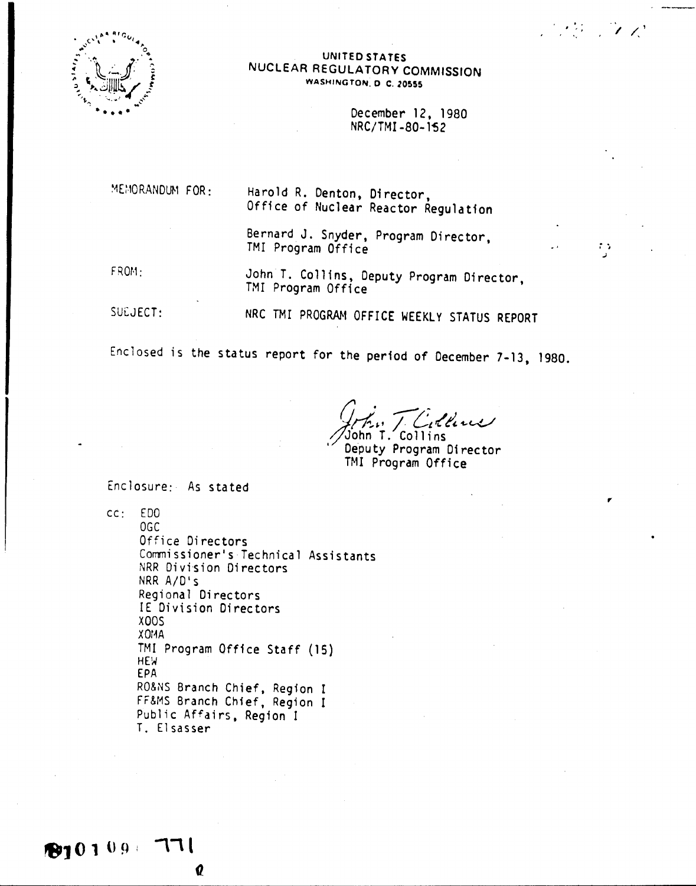UNITED STATES
NUCLEAR REGULATORY COMMISSION
WASHINGTON, D. C. 20555

December 12, 1980
NRC/TMI-80-152

MEMORANDUM FOR: Harold R. Denton, Director,
Office of Nuclear Reactor Regulation

Bernard J. Snyder, Program Director,
TMI Program Office

FROM: John T. Collins, Deputy Program Director,
TMI Program Office

SUBJECT: NRC TMI PROGRAM OFFICE WEEKLY STATUS REPORT

Enclosed is the status report for the period of December 7-13, 1980.

John T. Collins
Deputy Program Director
TMI Program Office

Enclosure: As stated

cc: EDO
OGC
Office Directors
Commissioner's Technical Assistants
NRR Division Directors
NRR A/D's
Regional Directors
IE Division Directors
XOOS
XOMA
TMI Program Office Staff (15)
HEW
EPA
RO&NS Branch Chief, Region I
FF&MS Branch Chief, Region I
Public Affairs, Region I
T. Elsasser

8101090771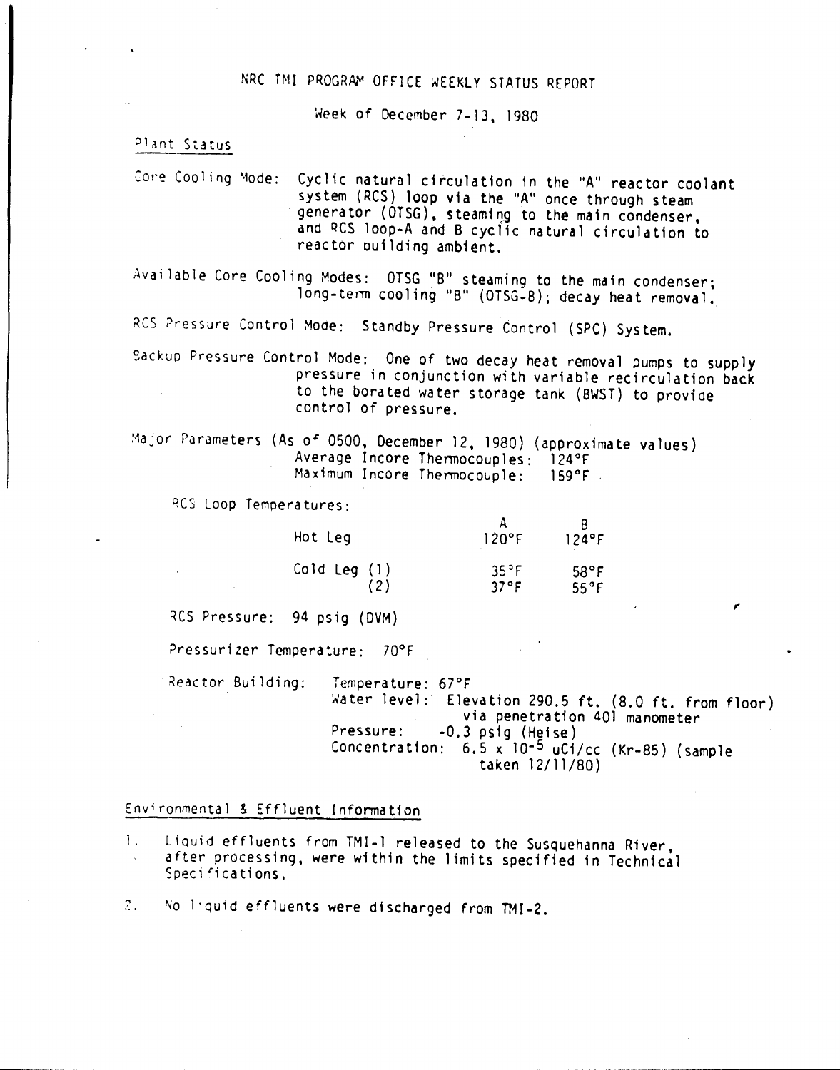# NRC TMI PROGRAM OFFICE WEEKLY STATUS REPORT

Week of December 7-13, 1980

## Plant Status

Core Cooling Mode: Cyclic natural circulation in the "A" reactor coolant system (RCS) loop via the "A" once through steam generator (OTSG), steaming to the main condenser, and RCS loop-A and B cyclic natural circulation to reactor building ambient.

Available Core Cooling Modes: OTSG "B" steaming to the main condenser; long-term cooling "B" (OTSG-B); decay heat removal.

RCS Pressure Control Mode: Standby Pressure Control (SPC) System.

Backup Pressure Control Mode: One of two decay heat removal pumps to supply pressure in conjunction with variable recirculation back to the borated water storage tank (BWST) to provide control of pressure.

Major Parameters (As of 0500, December 12, 1980) (approximate values)
Average Incore Thermocouples: 124°F
Maximum Incore Thermocouple: 159°F

RCS Loop Temperatures:

| | A | B |
|---|---|---|
| Hot Leg | 120°F | 124°F |
| Cold Leg (1) | 35°F | 58°F |
| (2) | 37°F | 55°F |

RCS Pressure: 94 psig (DVM)

Pressurizer Temperature: 70°F

Reactor Building:
Temperature: 67°F
Water level: Elevation 290.5 ft. (8.0 ft. from floor) via penetration 401 manometer
Pressure: -0.3 psig (Heise)
Concentration: $6.5 \times 10^{-5}$ uCi/cc (Kr-85) (sample taken 12/11/80)

## Environmental & Effluent Information

1. Liquid effluents from TMI-1 released to the Susquehanna River, after processing, were within the limits specified in Technical Specifications.

2. No liquid effluents were discharged from TMI-2.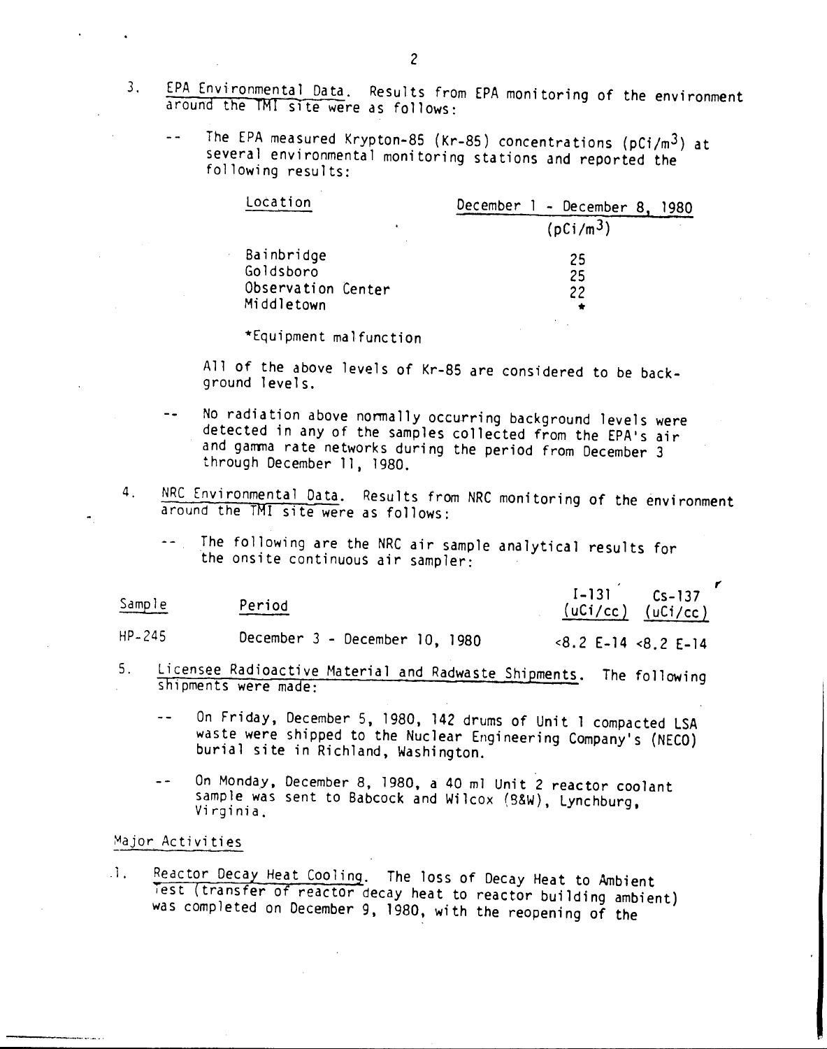3. EPA Environmental Data. Results from EPA monitoring of the environment around the TMI site were as follows:

   -- The EPA measured Krypton-85 (Kr-85) concentrations (pCi/$m^3$) at several environmental monitoring stations and reported the following results:

| Location | December 1 - December 8, 1980 (pCi/$m^3$) |
|---|---|
| Bainbridge | 25 |
| Goldsboro | 25 |
| Observation Center | 22 |
| Middletown | * |

   *Equipment malfunction

   All of the above levels of Kr-85 are considered to be background levels.

   -- No radiation above normally occurring background levels were detected in any of the samples collected from the EPA's air and gamma rate networks during the period from December 3 through December 11, 1980.

4. NRC Environmental Data. Results from NRC monitoring of the environment around the TMI site were as follows:

   -- The following are the NRC air sample analytical results for the onsite continuous air sampler:

| Sample | Period | I-131 (uCi/cc) | Cs-137 (uCi/cc) |
|---|---|---|---|
| HP-245 | December 3 - December 10, 1980 | <8.2 E-14 | <8.2 E-14 |

5. Licensee Radioactive Material and Radwaste Shipments. The following shipments were made:

   -- On Friday, December 5, 1980, 142 drums of Unit 1 compacted LSA waste were shipped to the Nuclear Engineering Company's (NECO) burial site in Richland, Washington.

   -- On Monday, December 8, 1980, a 40 ml Unit 2 reactor coolant sample was sent to Babcock and Wilcox (B&W), Lynchburg, Virginia.

Major Activities

1. Reactor Decay Heat Cooling. The loss of Decay Heat to Ambient Test (transfer of reactor decay heat to reactor building ambient) was completed on December 9, 1980, with the reopening of the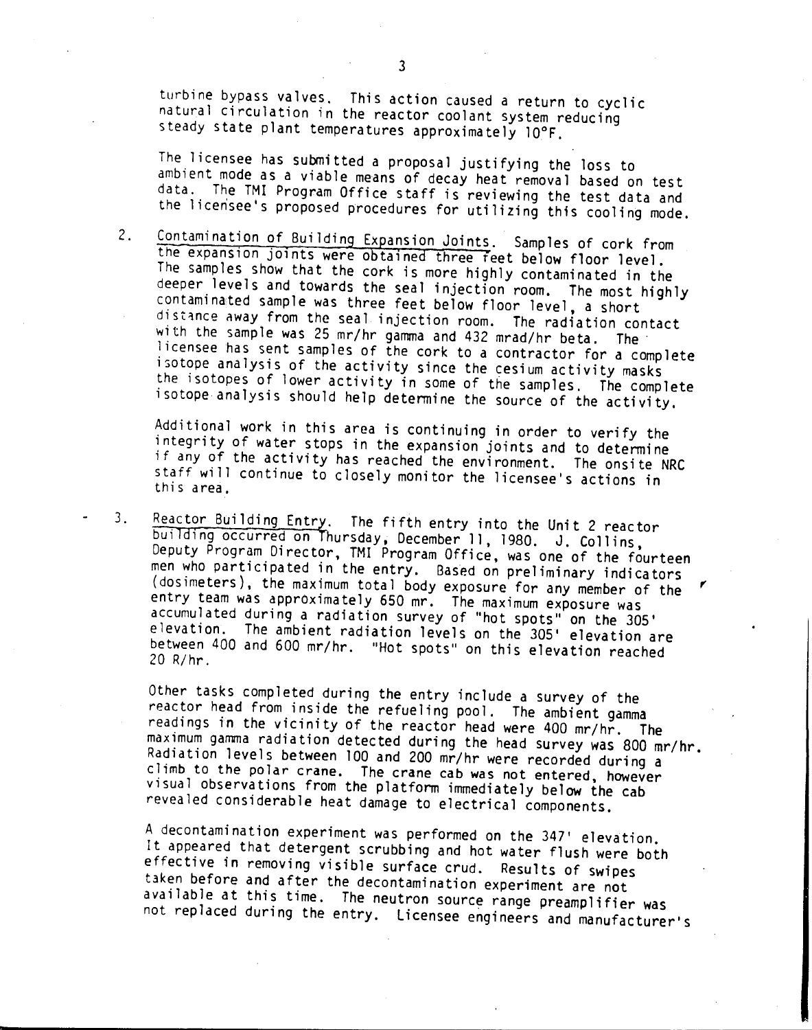turbine bypass valves. This action caused a return to cyclic natural circulation in the reactor coolant system reducing steady state plant temperatures approximately 10°F.

The licensee has submitted a proposal justifying the loss to ambient mode as a viable means of decay heat removal based on test data. The TMI Program Office staff is reviewing the test data and the licensee's proposed procedures for utilizing this cooling mode.

2. <u>Contamination of Building Expansion Joints</u>. Samples of cork from the expansion joints were obtained three feet below floor level. The samples show that the cork is more highly contaminated in the deeper levels and towards the seal injection room. The most highly contaminated sample was three feet below floor level, a short distance away from the seal injection room. The radiation contact with the sample was 25 mr/hr gamma and 432 mrad/hr beta. The licensee has sent samples of the cork to a contractor for a complete isotope analysis of the activity since the cesium activity masks the isotopes of lower activity in some of the samples. The complete isotope analysis should help determine the source of the activity.

   Additional work in this area is continuing in order to verify the integrity of water stops in the expansion joints and to determine if any of the activity has reached the environment. The onsite NRC staff will continue to closely monitor the licensee's actions in this area.

3. <u>Reactor Building Entry</u>. The fifth entry into the Unit 2 reactor building occurred on Thursday, December 11, 1980. J. Collins, Deputy Program Director, TMI Program Office, was one of the fourteen men who participated in the entry. Based on preliminary indicators (dosimeters), the maximum total body exposure for any member of the entry team was approximately 650 mr. The maximum exposure was accumulated during a radiation survey of "hot spots" on the 305' elevation. The ambient radiation levels on the 305' elevation are between 400 and 600 mr/hr. "Hot spots" on this elevation reached 20 R/hr.

   Other tasks completed during the entry include a survey of the reactor head from inside the refueling pool. The ambient gamma readings in the vicinity of the reactor head were 400 mr/hr. The maximum gamma radiation detected during the head survey was 800 mr/hr. Radiation levels between 100 and 200 mr/hr were recorded during a climb to the polar crane. The crane cab was not entered, however visual observations from the platform immediately below the cab revealed considerable heat damage to electrical components.

   A decontamination experiment was performed on the 347' elevation. It appeared that detergent scrubbing and hot water flush were both effective in removing visible surface crud. Results of swipes taken before and after the decontamination experiment are not available at this time. The neutron source range preamplifier was not replaced during the entry. Licensee engineers and manufacturer's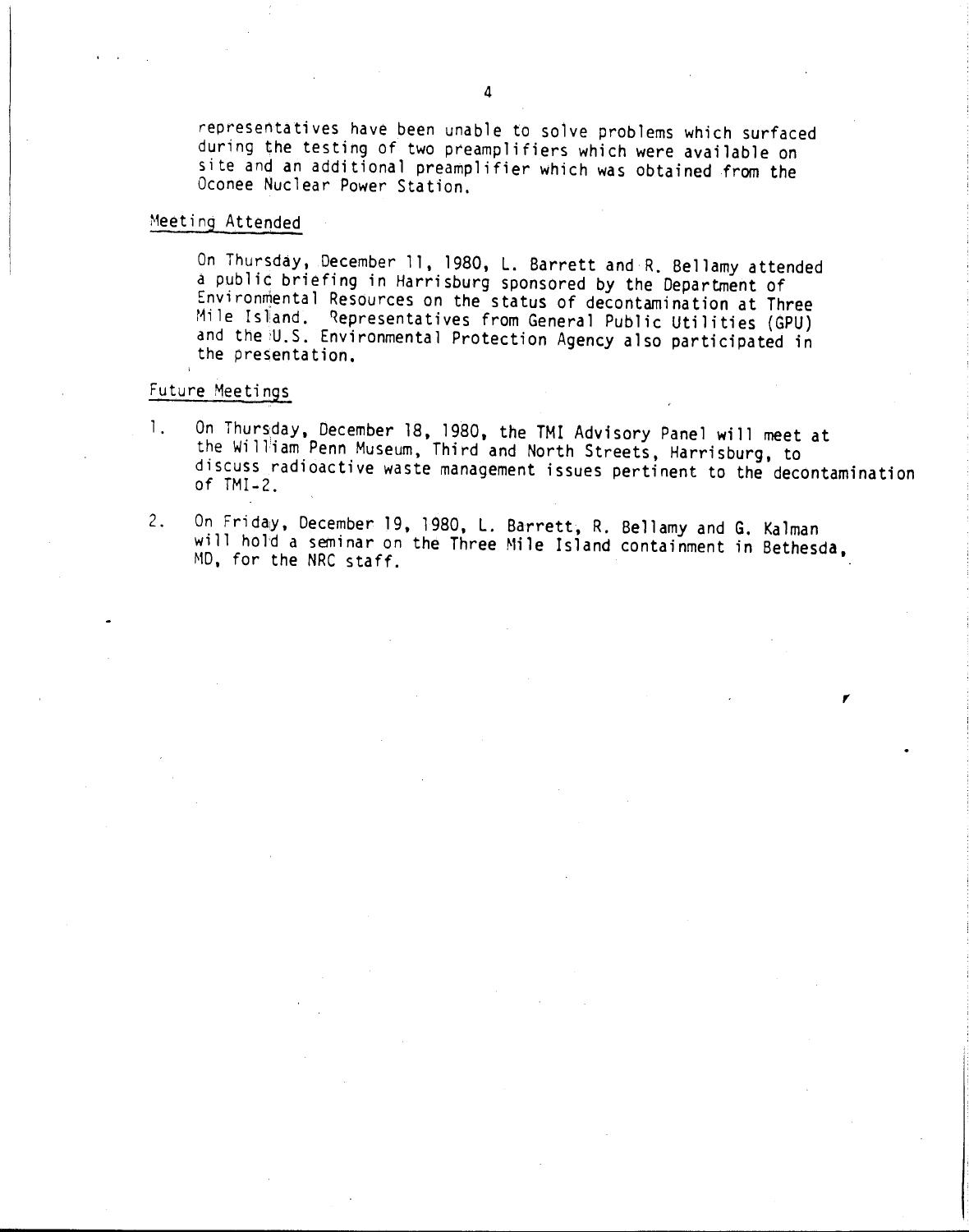representatives have been unable to solve problems which surfaced during the testing of two preamplifiers which were available on site and an additional preamplifier which was obtained from the Oconee Nuclear Power Station.

## Meeting Attended

On Thursday, December 11, 1980, L. Barrett and R. Bellamy attended a public briefing in Harrisburg sponsored by the Department of Environmental Resources on the status of decontamination at Three Mile Island. Representatives from General Public Utilities (GPU) and the U.S. Environmental Protection Agency also participated in the presentation.

## Future Meetings

1. On Thursday, December 18, 1980, the TMI Advisory Panel will meet at the William Penn Museum, Third and North Streets, Harrisburg, to discuss radioactive waste management issues pertinent to the decontamination of TMI-2.

2. On Friday, December 19, 1980, L. Barrett, R. Bellamy and G. Kalman will hold a seminar on the Three Mile Island containment in Bethesda, MD, for the NRC staff.